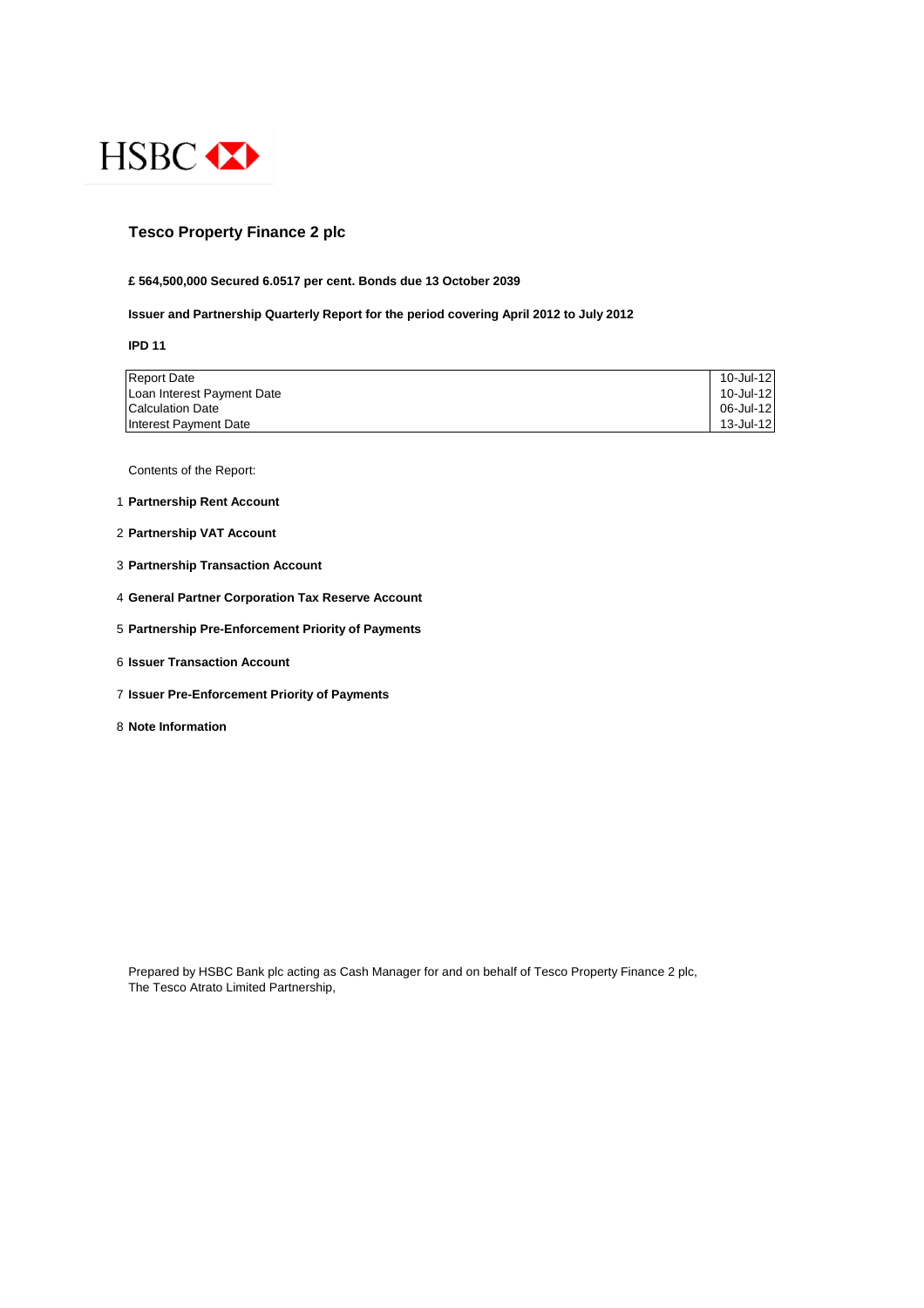HSBC

# Tesco Property Finance 2 plc

**£ 564,500,000 Secured 6.0517 per cent. Bonds due 13 October 2039**

**Issuer and Partnership Quarterly Report for the period covering April 2012 to July 2012**

**IPD 11**

| | |
|---|---|
| Report Date | 10-Jul-12 |
| Loan Interest Payment Date | 10-Jul-12 |
| Calculation Date | 06-Jul-12 |
| Interest Payment Date | 13-Jul-12 |

Contents of the Report:

1. **Partnership Rent Account**
2. **Partnership VAT Account**
3. **Partnership Transaction Account**
4. **General Partner Corporation Tax Reserve Account**
5. **Partnership Pre-Enforcement Priority of Payments**
6. **Issuer Transaction Account**
7. **Issuer Pre-Enforcement Priority of Payments**
8. **Note Information**

Prepared by HSBC Bank plc acting as Cash Manager for and on behalf of Tesco Property Finance 2 plc, The Tesco Atrato Limited Partnership,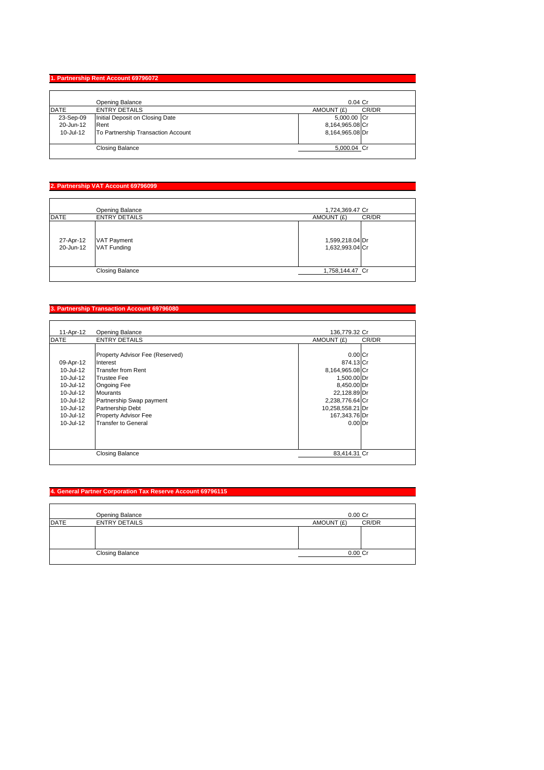## 1. Partnership Rent Account 69796072

| DATE | ENTRY DETAILS | AMOUNT (£) | CR/DR |
| --- | --- | --- | --- |
| | Opening Balance | 0.04 | Cr |
| 23-Sep-09 | Initial Deposit on Closing Date | 5,000.00 | Cr |
| 20-Jun-12 | Rent | 8,164,965.08 | Cr |
| 10-Jul-12 | To Partnership Transaction Account | 8,164,965.08 | Dr |
| | Closing Balance | 5,000.04 | Cr |

## 2. Partnership VAT Account 69796099

| DATE | ENTRY DETAILS | AMOUNT (£) | CR/DR |
| --- | --- | --- | --- |
| | Opening Balance | 1,724,369.47 | Cr |
| 27-Apr-12 | VAT Payment | 1,599,218.04 | Dr |
| 20-Jun-12 | VAT Funding | 1,632,993.04 | Cr |
| | Closing Balance | 1,758,144.47 | Cr |

## 3. Partnership Transaction Account 69796080

| DATE | ENTRY DETAILS | AMOUNT (£) | CR/DR |
| --- | --- | --- | --- |
| 11-Apr-12 | Opening Balance | 136,779.32 | Cr |
| | Property Advisor Fee (Reserved) | 0.00 | Cr |
| 09-Apr-12 | Interest | 874.13 | Cr |
| 10-Jul-12 | Transfer from Rent | 8,164,965.08 | Cr |
| 10-Jul-12 | Trustee Fee | 1,500.00 | Dr |
| 10-Jul-12 | Ongoing Fee | 8,450.00 | Dr |
| 10-Jul-12 | Mourants | 22,128.89 | Dr |
| 10-Jul-12 | Partnership Swap payment | 2,238,776.64 | Cr |
| 10-Jul-12 | Partnership Debt | 10,258,558.21 | Dr |
| 10-Jul-12 | Property Advisor Fee | 167,343.76 | Dr |
| 10-Jul-12 | Transfer to General | 0.00 | Dr |
| | Closing Balance | 83,414.31 | Cr |

## 4. General Partner Corporation Tax Reserve Account 69796115

| DATE | ENTRY DETAILS | AMOUNT (£) | CR/DR |
| --- | --- | --- | --- |
| | Opening Balance | 0.00 | Cr |
| | Closing Balance | 0.00 | Cr |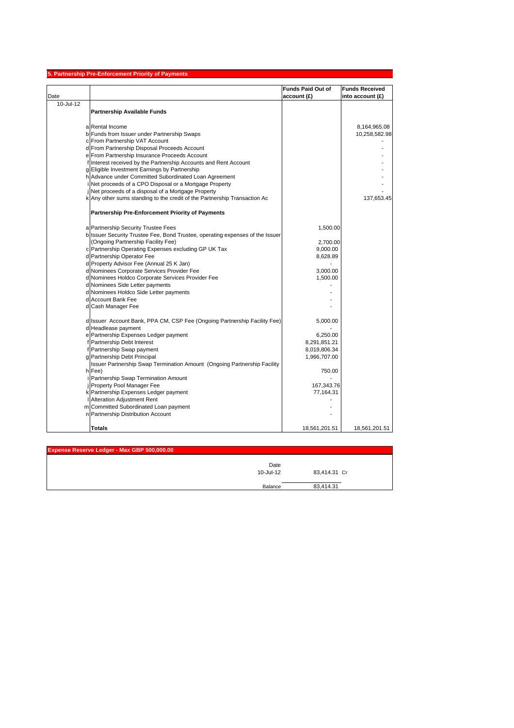## 5. Partnership Pre-Enforcement Priority of Payments

| Date | | | Funds Paid Out of account (£) | Funds Received into account (£) |
|---|---|---|---|---|
| 10-Jul-12 | | **Partnership Available Funds** | | |
| | a | Rental Income | | 8,164,965.08 |
| | b | Funds from Issuer under Partnership Swaps | | 10,258,582.98 |
| | c | From Partnership VAT Account | | - |
| | d | From Partnership Disposal Proceeds Account | | - |
| | e | From Partnership Insurance Proceeds Account | | - |
| | f | Interest received by the Partnership Accounts and Rent Account | | - |
| | g | Eligible Investment Earnings by Partnership | | - |
| | h | Advance under Committed Subordinated Loan Agreement | | - |
| | i | Net proceeds of a CPO Disposal or a Mortgage Property | | - |
| | j | Net proceeds of a disposal of a Mortgage Property | | - |
| | k | Any other sums standing to the credit of the Partnership Transaction Ac | | 137,653.45 |
| | | **Partnership Pre-Enforcement Priority of Payments** | | |
| | a | Partnership Security Trustee Fees | 1,500.00 | |
| | b | Issuer Security Trustee Fee, Bond Trustee, operating expenses of the Issuer (Ongoing Partnership Facility Fee) | 2,700.00 | |
| | c | Partnership Operating Expenses excluding GP UK Tax | 9,000.00 | |
| | d | Partnership Operator Fee | 8,628.89 | |
| | d | Property Advisor Fee (Annual 25 K Jan) | - | |
| | d | Nominees Corporate Services Provider Fee | 3,000.00 | |
| | d | Nominees Holdco Corporate Services Provider Fee | 1,500.00 | |
| | d | Nominees Side Letter payments | - | |
| | d | Nominees Holdco Side Letter payments | - | |
| | d | Account Bank Fee | - | |
| | d | Cash Manager Fee | - | |
| | d | Issuer Account Bank, PPA CM, CSP Fee (Ongoing Partnership Facility Fee) | 5,000.00 | |
| | d | Headlease payment | - | |
| | e | Partnership Expenses Ledger payment | 6,250.00 | |
| | f | Partnership Debt Interest | 8,291,851.21 | |
| | f | Partnership Swap payment | 8,019,806.34 | |
| | g | Partnership Debt Principal | 1,966,707.00 | |
| | h | Issuer Partnership Swap Termination Amount (Ongoing Partnership Facility Fee) | 750.00 | |
| | i | Partnership Swap Termination Amount | - | |
| | j | Property Pool Manager Fee | 167,343.76 | |
| | k | Partnership Expenses Ledger payment | 77,164.31 | |
| | l | Alteration Adjustment Rent | - | |
| | m | Committed Subordinated Loan payment | - | |
| | n | Partnership Distribution Account | - | |
| | | **Totals** | 18,561,201.51 | 18,561,201.51 |

## Expense Reserve Ledger - Max GBP 500,000.00

| Date | | |
|---|---|---|
| 10-Jul-12 | 83,414.31 | Cr |
| Balance | 83,414.31 | |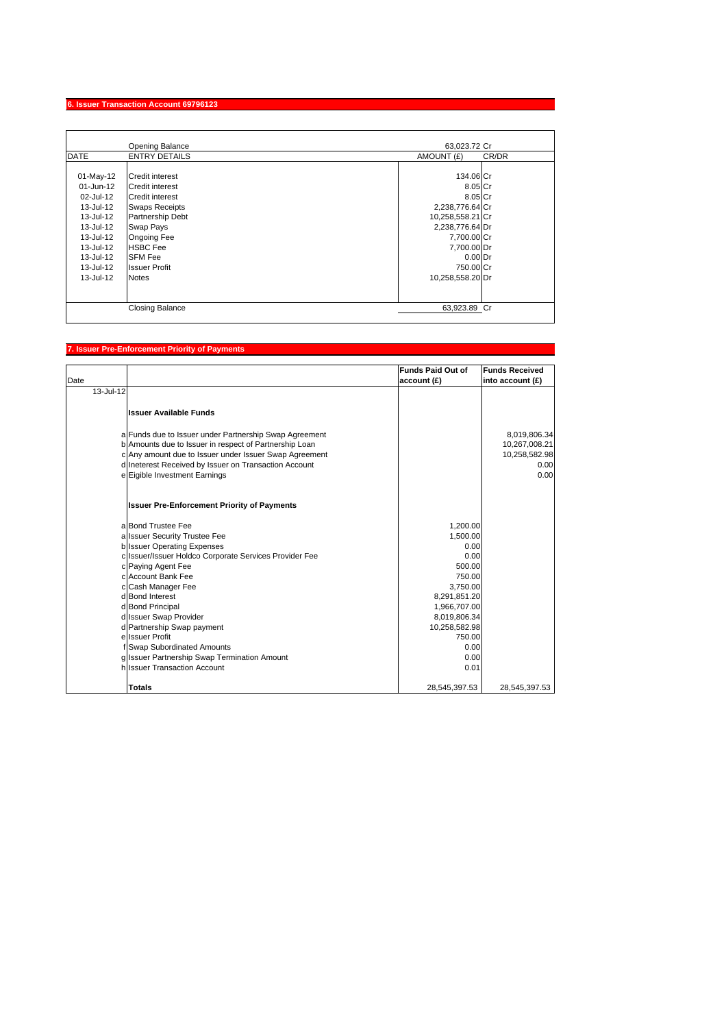## 6. Issuer Transaction Account 69796123

| DATE | ENTRY DETAILS | AMOUNT (£) | CR/DR |
|---|---|---|---|
| | Opening Balance | 63,023.72 | Cr |
| 01-May-12 | Credit interest | 134.06 | Cr |
| 01-Jun-12 | Credit interest | 8.05 | Cr |
| 02-Jul-12 | Credit interest | 8.05 | Cr |
| 13-Jul-12 | Swaps Receipts | 2,238,776.64 | Cr |
| 13-Jul-12 | Partnership Debt | 10,258,558.21 | Cr |
| 13-Jul-12 | Swap Pays | 2,238,776.64 | Dr |
| 13-Jul-12 | Ongoing Fee | 7,700.00 | Cr |
| 13-Jul-12 | HSBC Fee | 7,700.00 | Dr |
| 13-Jul-12 | SFM Fee | 0.00 | Dr |
| 13-Jul-12 | Issuer Profit | 750.00 | Cr |
| 13-Jul-12 | Notes | 10,258,558.20 | Dr |
| | Closing Balance | 63,923.89 | Cr |

## 7. Issuer Pre-Enforcement Priority of Payments

| Date | | | Funds Paid Out of account (£) | Funds Received into account (£) |
|---|---|---|---|---|
| 13-Jul-12 | | | | |
| | | **Issuer Available Funds** | | |
| | a | Funds due to Issuer under Partnership Swap Agreement | | 8,019,806.34 |
| | b | Amounts due to Issuer in respect of Partnership Loan | | 10,267,008.21 |
| | c | Any amount due to Issuer under Issuer Swap Agreement | | 10,258,582.98 |
| | d | Ineterest Received by Issuer on Transaction Account | | 0.00 |
| | e | Eigible Investment Earnings | | 0.00 |
| | | **Issuer Pre-Enforcement Priority of Payments** | | |
| | a | Bond Trustee Fee | 1,200.00 | |
| | a | Issuer Security Trustee Fee | 1,500.00 | |
| | b | Issuer Operating Expenses | 0.00 | |
| | c | Issuer/Issuer Holdco Corporate Services Provider Fee | 0.00 | |
| | c | Paying Agent Fee | 500.00 | |
| | c | Account Bank Fee | 750.00 | |
| | c | Cash Manager Fee | 3,750.00 | |
| | d | Bond Interest | 8,291,851.20 | |
| | d | Bond Principal | 1,966,707.00 | |
| | d | Issuer Swap Provider | 8,019,806.34 | |
| | d | Partnership Swap payment | 10,258,582.98 | |
| | e | Issuer Profit | 750.00 | |
| | f | Swap Subordinated Amounts | 0.00 | |
| | g | Issuer Partnership Swap Termination Amount | 0.00 | |
| | h | Issuer Transaction Account | 0.01 | |
| | | **Totals** | 28,545,397.53 | 28,545,397.53 |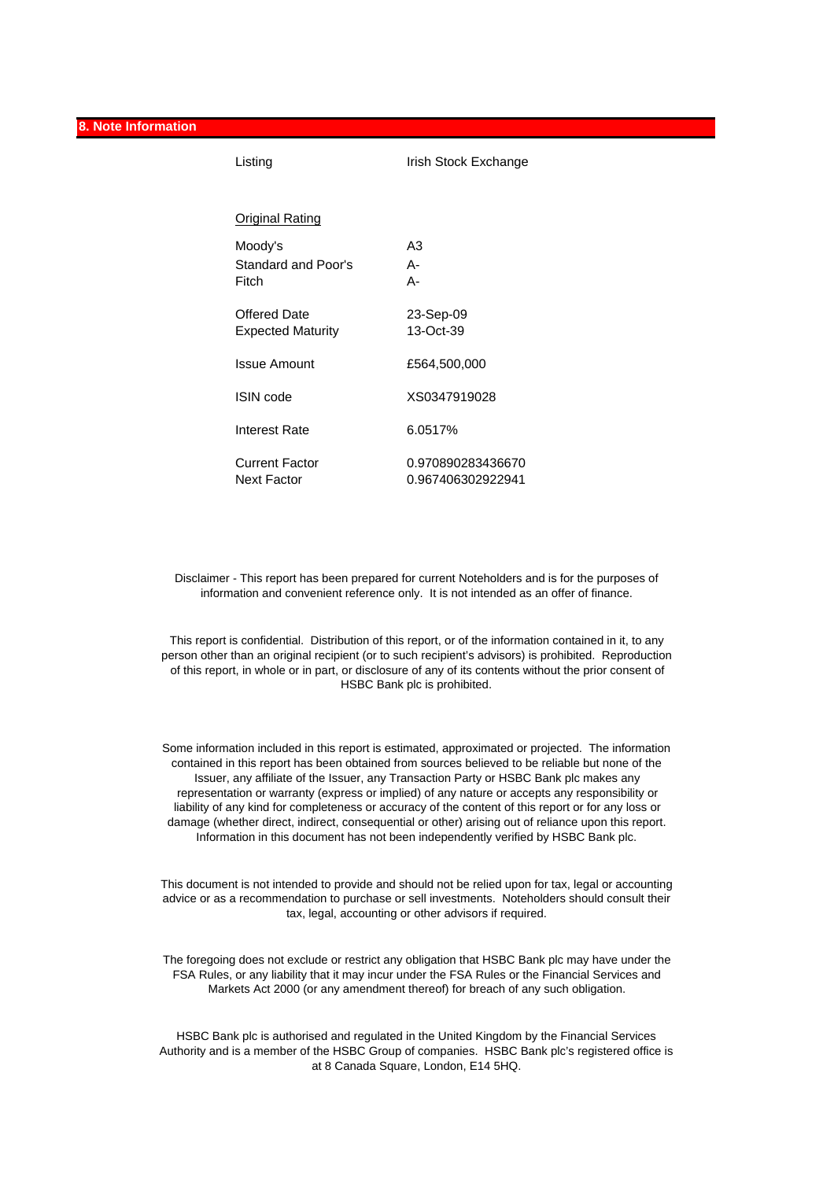## 8. Note Information

| | |
|---|---|
| Listing | Irish Stock Exchange |

<u>Original Rating</u>

| | |
|---|---|
| Moody's | A3 |
| Standard and Poor's | A- |
| Fitch | A- |
| Offered Date | 23-Sep-09 |
| Expected Maturity | 13-Oct-39 |
| Issue Amount | £564,500,000 |
| ISIN code | XS0347919028 |
| Interest Rate | 6.0517% |
| Current Factor | 0.970890283436670 |
| Next Factor | 0.967406302922941 |

Disclaimer - This report has been prepared for current Noteholders and is for the purposes of information and convenient reference only. It is not intended as an offer of finance.

This report is confidential. Distribution of this report, or of the information contained in it, to any person other than an original recipient (or to such recipient's advisors) is prohibited. Reproduction of this report, in whole or in part, or disclosure of any of its contents without the prior consent of HSBC Bank plc is prohibited.

Some information included in this report is estimated, approximated or projected. The information contained in this report has been obtained from sources believed to be reliable but none of the Issuer, any affiliate of the Issuer, any Transaction Party or HSBC Bank plc makes any representation or warranty (express or implied) of any nature or accepts any responsibility or liability of any kind for completeness or accuracy of the content of this report or for any loss or damage (whether direct, indirect, consequential or other) arising out of reliance upon this report. Information in this document has not been independently verified by HSBC Bank plc.

This document is not intended to provide and should not be relied upon for tax, legal or accounting advice or as a recommendation to purchase or sell investments. Noteholders should consult their tax, legal, accounting or other advisors if required.

The foregoing does not exclude or restrict any obligation that HSBC Bank plc may have under the FSA Rules, or any liability that it may incur under the FSA Rules or the Financial Services and Markets Act 2000 (or any amendment thereof) for breach of any such obligation.

HSBC Bank plc is authorised and regulated in the United Kingdom by the Financial Services Authority and is a member of the HSBC Group of companies. HSBC Bank plc's registered office is at 8 Canada Square, London, E14 5HQ.